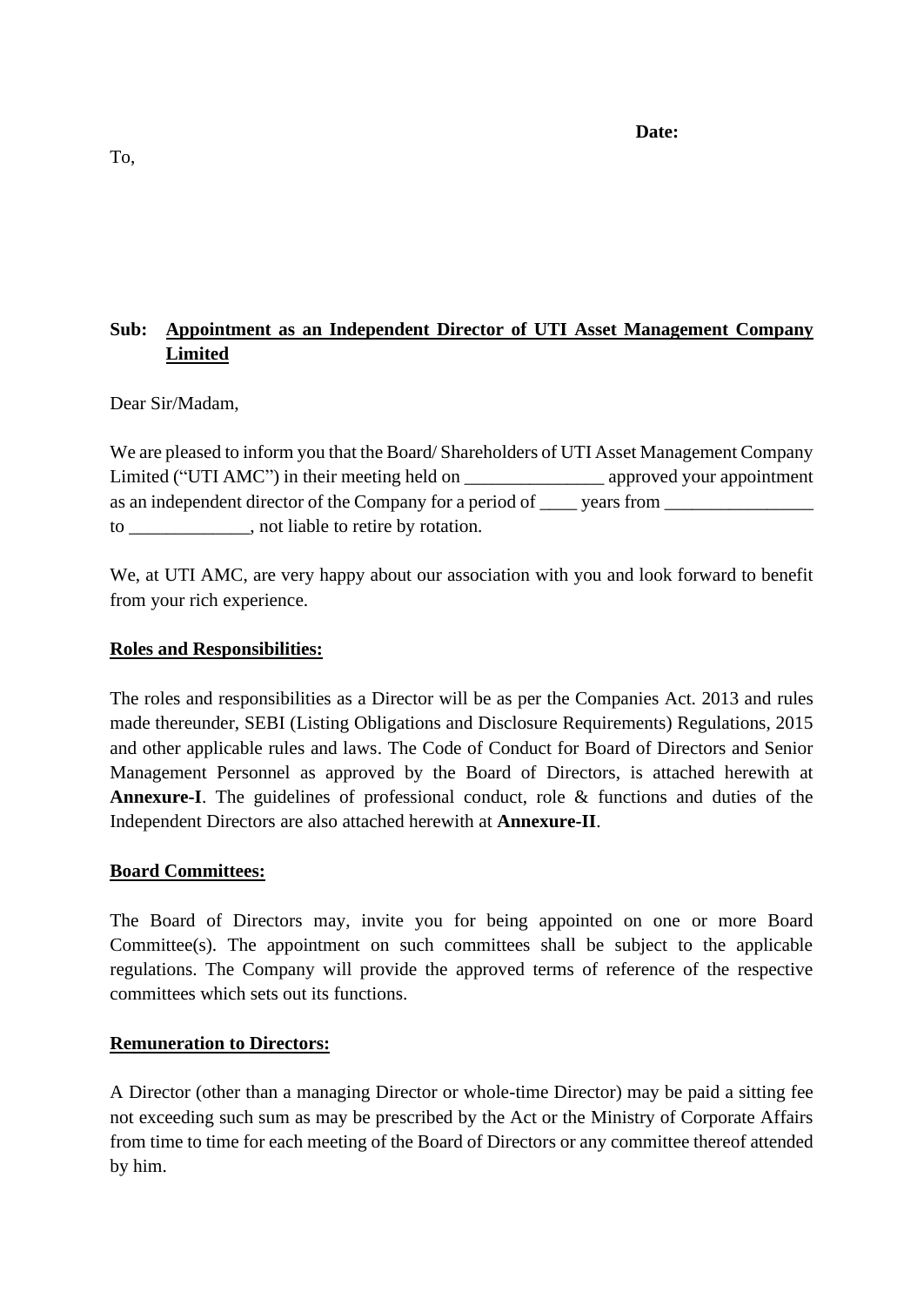**Date:**

To,

**Sub: Appointment as an Independent Director of UTI Asset Management Company Limited**

Dear Sir/Madam,

We are pleased to inform you that the Board/ Shareholders of UTI Asset Management Company Limited ("UTI AMC") in their meeting held on _______________ approved your appointment as an independent director of the Company for a period of ____ years from ________________ to _____________, not liable to retire by rotation.

We, at UTI AMC, are very happy about our association with you and look forward to benefit from your rich experience.

**Roles and Responsibilities:**

The roles and responsibilities as a Director will be as per the Companies Act. 2013 and rules made thereunder, SEBI (Listing Obligations and Disclosure Requirements) Regulations, 2015 and other applicable rules and laws. The Code of Conduct for Board of Directors and Senior Management Personnel as approved by the Board of Directors, is attached herewith at **Annexure-I**. The guidelines of professional conduct, role & functions and duties of the Independent Directors are also attached herewith at **Annexure-II**.

**Board Committees:**

The Board of Directors may, invite you for being appointed on one or more Board Committee(s). The appointment on such committees shall be subject to the applicable regulations. The Company will provide the approved terms of reference of the respective committees which sets out its functions.

**Remuneration to Directors:**

A Director (other than a managing Director or whole-time Director) may be paid a sitting fee not exceeding such sum as may be prescribed by the Act or the Ministry of Corporate Affairs from time to time for each meeting of the Board of Directors or any committee thereof attended by him.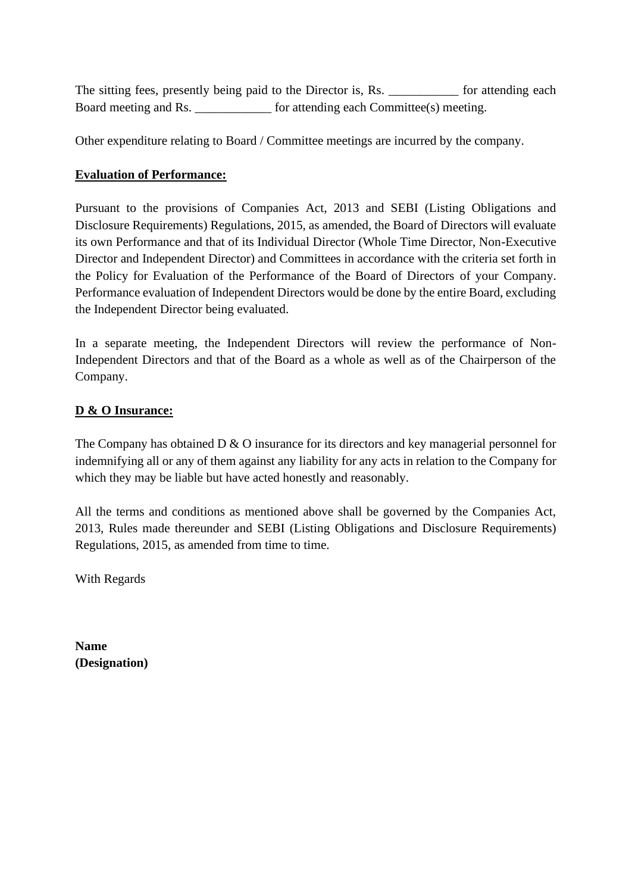The sitting fees, presently being paid to the Director is, Rs. ___________ for attending each Board meeting and Rs. ____________ for attending each Committee(s) meeting.

Other expenditure relating to Board / Committee meetings are incurred by the company.

**Evaluation of Performance:**

Pursuant to the provisions of Companies Act, 2013 and SEBI (Listing Obligations and Disclosure Requirements) Regulations, 2015, as amended, the Board of Directors will evaluate its own Performance and that of its Individual Director (Whole Time Director, Non-Executive Director and Independent Director) and Committees in accordance with the criteria set forth in the Policy for Evaluation of the Performance of the Board of Directors of your Company. Performance evaluation of Independent Directors would be done by the entire Board, excluding the Independent Director being evaluated.

In a separate meeting, the Independent Directors will review the performance of Non-Independent Directors and that of the Board as a whole as well as of the Chairperson of the Company.

**D & O Insurance:**

The Company has obtained D & O insurance for its directors and key managerial personnel for indemnifying all or any of them against any liability for any acts in relation to the Company for which they may be liable but have acted honestly and reasonably.

All the terms and conditions as mentioned above shall be governed by the Companies Act, 2013, Rules made thereunder and SEBI (Listing Obligations and Disclosure Requirements) Regulations, 2015, as amended from time to time.

With Regards

**Name**
**(Designation)**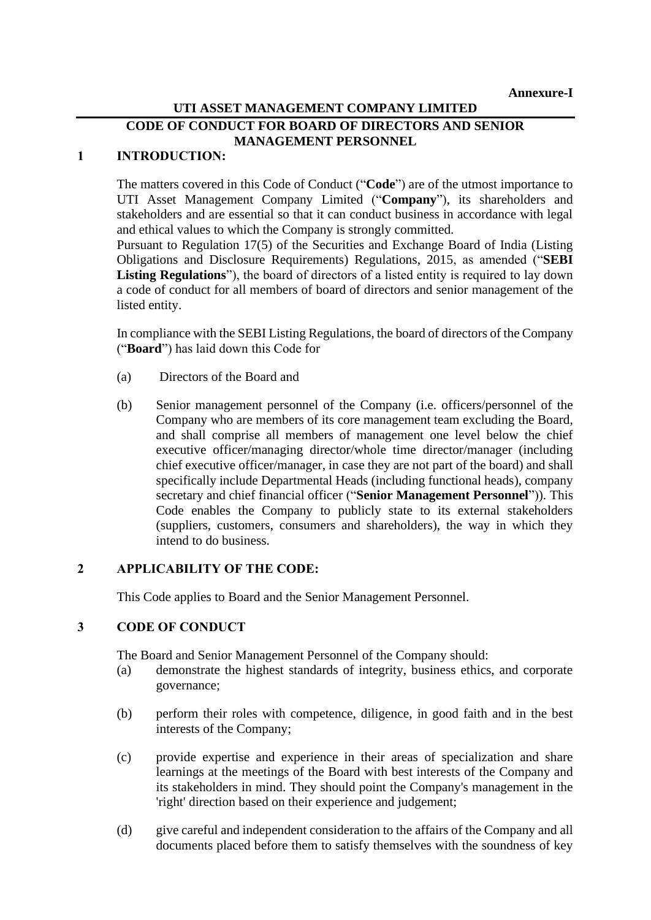**Annexure-I**

**UTI ASSET MANAGEMENT COMPANY LIMITED**

**CODE OF CONDUCT FOR BOARD OF DIRECTORS AND SENIOR MANAGEMENT PERSONNEL**

## 1 INTRODUCTION:

The matters covered in this Code of Conduct ("**Code**") are of the utmost importance to UTI Asset Management Company Limited ("**Company**"), its shareholders and stakeholders and are essential so that it can conduct business in accordance with legal and ethical values to which the Company is strongly committed.

Pursuant to Regulation 17(5) of the Securities and Exchange Board of India (Listing Obligations and Disclosure Requirements) Regulations, 2015, as amended ("**SEBI Listing Regulations**"), the board of directors of a listed entity is required to lay down a code of conduct for all members of board of directors and senior management of the listed entity.

In compliance with the SEBI Listing Regulations, the board of directors of the Company ("**Board**") has laid down this Code for

(a) Directors of the Board and

(b) Senior management personnel of the Company (i.e. officers/personnel of the Company who are members of its core management team excluding the Board, and shall comprise all members of management one level below the chief executive officer/managing director/whole time director/manager (including chief executive officer/manager, in case they are not part of the board) and shall specifically include Departmental Heads (including functional heads), company secretary and chief financial officer ("**Senior Management Personnel**")). This Code enables the Company to publicly state to its external stakeholders (suppliers, customers, consumers and shareholders), the way in which they intend to do business.

## 2 APPLICABILITY OF THE CODE:

This Code applies to Board and the Senior Management Personnel.

## 3 CODE OF CONDUCT

The Board and Senior Management Personnel of the Company should:

(a) demonstrate the highest standards of integrity, business ethics, and corporate governance;

(b) perform their roles with competence, diligence, in good faith and in the best interests of the Company;

(c) provide expertise and experience in their areas of specialization and share learnings at the meetings of the Board with best interests of the Company and its stakeholders in mind. They should point the Company's management in the 'right' direction based on their experience and judgement;

(d) give careful and independent consideration to the affairs of the Company and all documents placed before them to satisfy themselves with the soundness of key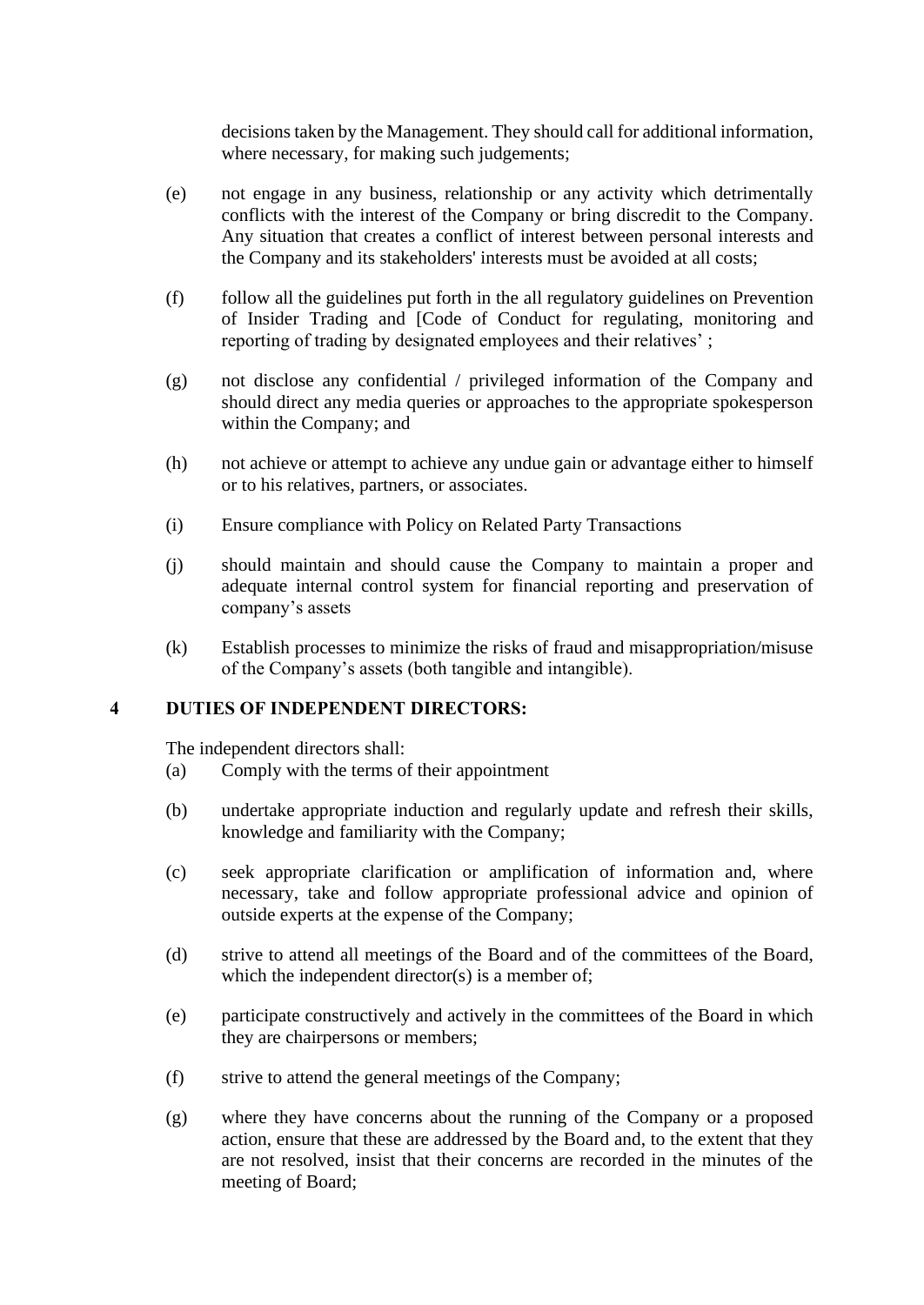decisions taken by the Management. They should call for additional information, where necessary, for making such judgements;

(e) not engage in any business, relationship or any activity which detrimentally conflicts with the interest of the Company or bring discredit to the Company. Any situation that creates a conflict of interest between personal interests and the Company and its stakeholders' interests must be avoided at all costs;

(f) follow all the guidelines put forth in the all regulatory guidelines on Prevention of Insider Trading and [Code of Conduct for regulating, monitoring and reporting of trading by designated employees and their relatives' ;

(g) not disclose any confidential / privileged information of the Company and should direct any media queries or approaches to the appropriate spokesperson within the Company; and

(h) not achieve or attempt to achieve any undue gain or advantage either to himself or to his relatives, partners, or associates.

(i) Ensure compliance with Policy on Related Party Transactions

(j) should maintain and should cause the Company to maintain a proper and adequate internal control system for financial reporting and preservation of company's assets

(k) Establish processes to minimize the risks of fraud and misappropriation/misuse of the Company's assets (both tangible and intangible).

## 4 DUTIES OF INDEPENDENT DIRECTORS:

The independent directors shall:

(a) Comply with the terms of their appointment

(b) undertake appropriate induction and regularly update and refresh their skills, knowledge and familiarity with the Company;

(c) seek appropriate clarification or amplification of information and, where necessary, take and follow appropriate professional advice and opinion of outside experts at the expense of the Company;

(d) strive to attend all meetings of the Board and of the committees of the Board, which the independent director(s) is a member of;

(e) participate constructively and actively in the committees of the Board in which they are chairpersons or members;

(f) strive to attend the general meetings of the Company;

(g) where they have concerns about the running of the Company or a proposed action, ensure that these are addressed by the Board and, to the extent that they are not resolved, insist that their concerns are recorded in the minutes of the meeting of Board;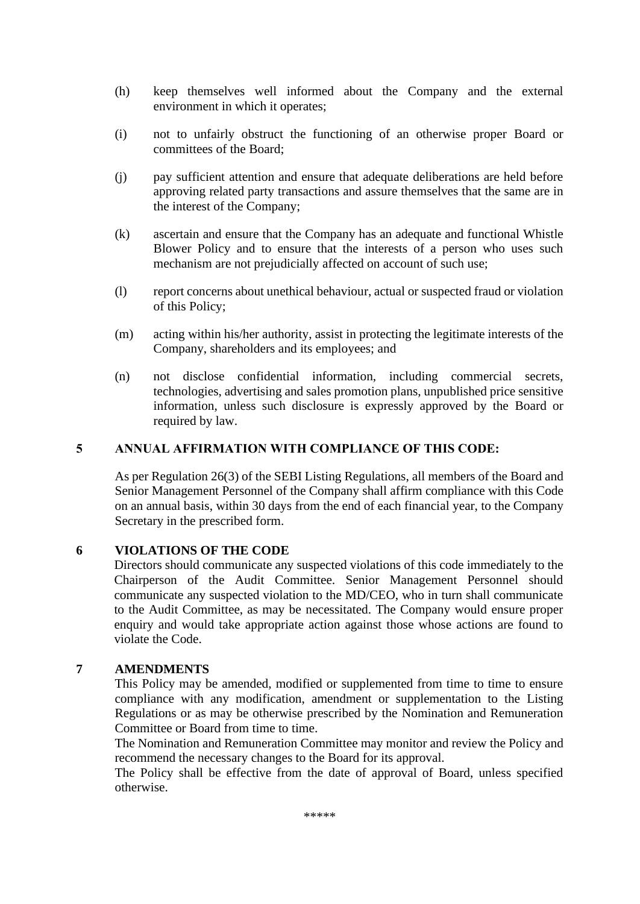(h) keep themselves well informed about the Company and the external environment in which it operates;

(i) not to unfairly obstruct the functioning of an otherwise proper Board or committees of the Board;

(j) pay sufficient attention and ensure that adequate deliberations are held before approving related party transactions and assure themselves that the same are in the interest of the Company;

(k) ascertain and ensure that the Company has an adequate and functional Whistle Blower Policy and to ensure that the interests of a person who uses such mechanism are not prejudicially affected on account of such use;

(l) report concerns about unethical behaviour, actual or suspected fraud or violation of this Policy;

(m) acting within his/her authority, assist in protecting the legitimate interests of the Company, shareholders and its employees; and

(n) not disclose confidential information, including commercial secrets, technologies, advertising and sales promotion plans, unpublished price sensitive information, unless such disclosure is expressly approved by the Board or required by law.

## 5 ANNUAL AFFIRMATION WITH COMPLIANCE OF THIS CODE:

As per Regulation 26(3) of the SEBI Listing Regulations, all members of the Board and Senior Management Personnel of the Company shall affirm compliance with this Code on an annual basis, within 30 days from the end of each financial year, to the Company Secretary in the prescribed form.

## 6 VIOLATIONS OF THE CODE

Directors should communicate any suspected violations of this code immediately to the Chairperson of the Audit Committee. Senior Management Personnel should communicate any suspected violation to the MD/CEO, who in turn shall communicate to the Audit Committee, as may be necessitated. The Company would ensure proper enquiry and would take appropriate action against those whose actions are found to violate the Code.

## 7 AMENDMENTS

This Policy may be amended, modified or supplemented from time to time to ensure compliance with any modification, amendment or supplementation to the Listing Regulations or as may be otherwise prescribed by the Nomination and Remuneration Committee or Board from time to time.

The Nomination and Remuneration Committee may monitor and review the Policy and recommend the necessary changes to the Board for its approval.

The Policy shall be effective from the date of approval of Board, unless specified otherwise.

*****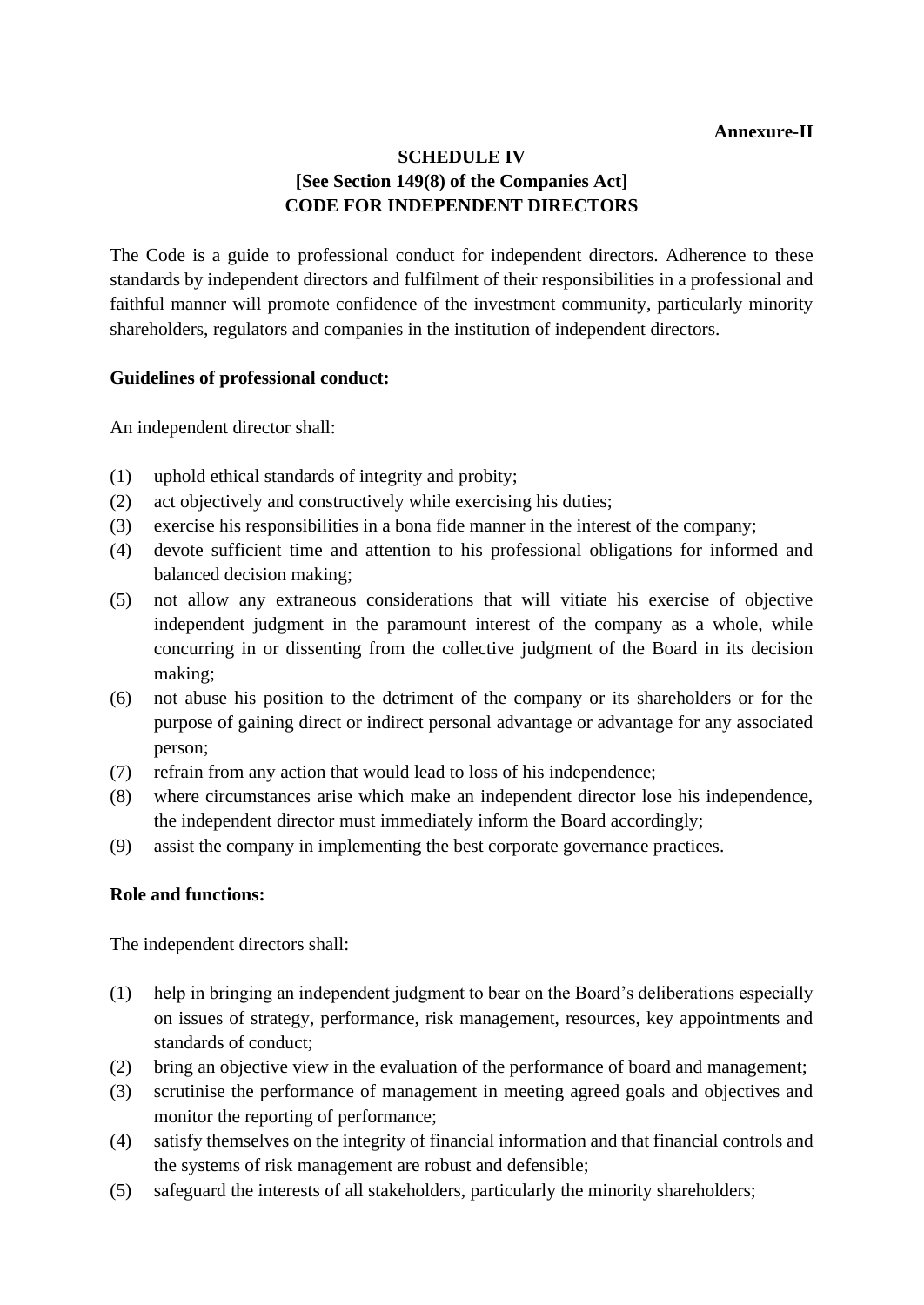**Annexure-II**

**SCHEDULE IV**
**[See Section 149(8) of the Companies Act]**
**CODE FOR INDEPENDENT DIRECTORS**

The Code is a guide to professional conduct for independent directors. Adherence to these standards by independent directors and fulfilment of their responsibilities in a professional and faithful manner will promote confidence of the investment community, particularly minority shareholders, regulators and companies in the institution of independent directors.

**Guidelines of professional conduct:**

An independent director shall:

(1) uphold ethical standards of integrity and probity;
(2) act objectively and constructively while exercising his duties;
(3) exercise his responsibilities in a bona fide manner in the interest of the company;
(4) devote sufficient time and attention to his professional obligations for informed and balanced decision making;
(5) not allow any extraneous considerations that will vitiate his exercise of objective independent judgment in the paramount interest of the company as a whole, while concurring in or dissenting from the collective judgment of the Board in its decision making;
(6) not abuse his position to the detriment of the company or its shareholders or for the purpose of gaining direct or indirect personal advantage or advantage for any associated person;
(7) refrain from any action that would lead to loss of his independence;
(8) where circumstances arise which make an independent director lose his independence, the independent director must immediately inform the Board accordingly;
(9) assist the company in implementing the best corporate governance practices.

**Role and functions:**

The independent directors shall:

(1) help in bringing an independent judgment to bear on the Board's deliberations especially on issues of strategy, performance, risk management, resources, key appointments and standards of conduct;
(2) bring an objective view in the evaluation of the performance of board and management;
(3) scrutinise the performance of management in meeting agreed goals and objectives and monitor the reporting of performance;
(4) satisfy themselves on the integrity of financial information and that financial controls and the systems of risk management are robust and defensible;
(5) safeguard the interests of all stakeholders, particularly the minority shareholders;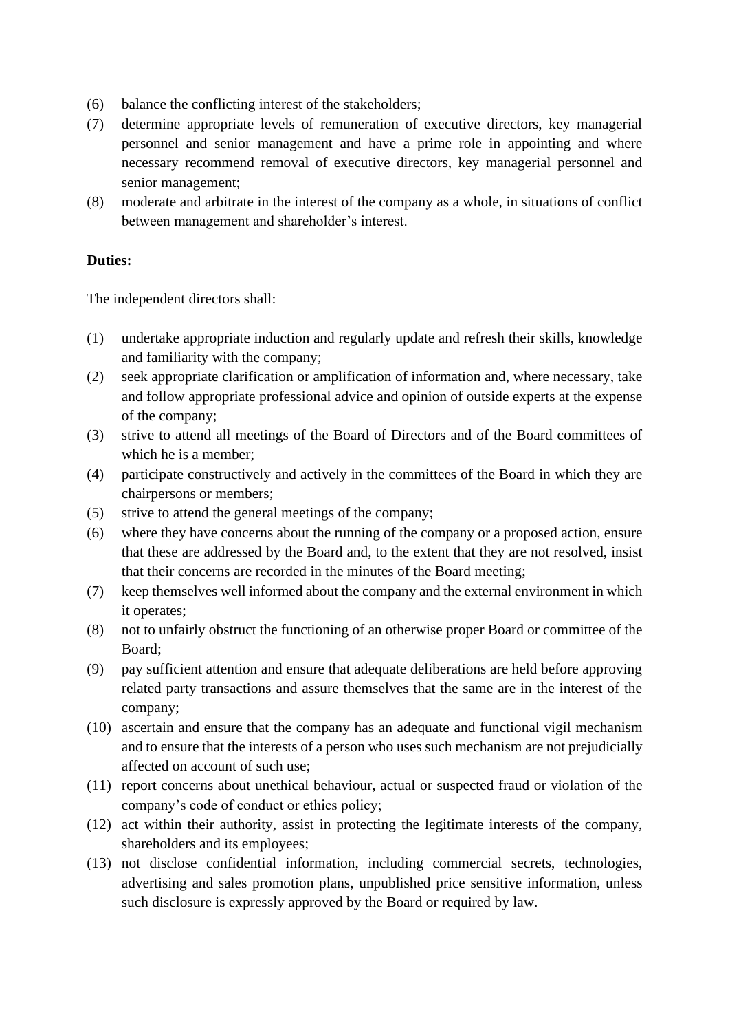(6) balance the conflicting interest of the stakeholders;

(7) determine appropriate levels of remuneration of executive directors, key managerial personnel and senior management and have a prime role in appointing and where necessary recommend removal of executive directors, key managerial personnel and senior management;

(8) moderate and arbitrate in the interest of the company as a whole, in situations of conflict between management and shareholder's interest.

**Duties:**

The independent directors shall:

(1) undertake appropriate induction and regularly update and refresh their skills, knowledge and familiarity with the company;

(2) seek appropriate clarification or amplification of information and, where necessary, take and follow appropriate professional advice and opinion of outside experts at the expense of the company;

(3) strive to attend all meetings of the Board of Directors and of the Board committees of which he is a member;

(4) participate constructively and actively in the committees of the Board in which they are chairpersons or members;

(5) strive to attend the general meetings of the company;

(6) where they have concerns about the running of the company or a proposed action, ensure that these are addressed by the Board and, to the extent that they are not resolved, insist that their concerns are recorded in the minutes of the Board meeting;

(7) keep themselves well informed about the company and the external environment in which it operates;

(8) not to unfairly obstruct the functioning of an otherwise proper Board or committee of the Board;

(9) pay sufficient attention and ensure that adequate deliberations are held before approving related party transactions and assure themselves that the same are in the interest of the company;

(10) ascertain and ensure that the company has an adequate and functional vigil mechanism and to ensure that the interests of a person who uses such mechanism are not prejudicially affected on account of such use;

(11) report concerns about unethical behaviour, actual or suspected fraud or violation of the company's code of conduct or ethics policy;

(12) act within their authority, assist in protecting the legitimate interests of the company, shareholders and its employees;

(13) not disclose confidential information, including commercial secrets, technologies, advertising and sales promotion plans, unpublished price sensitive information, unless such disclosure is expressly approved by the Board or required by law.